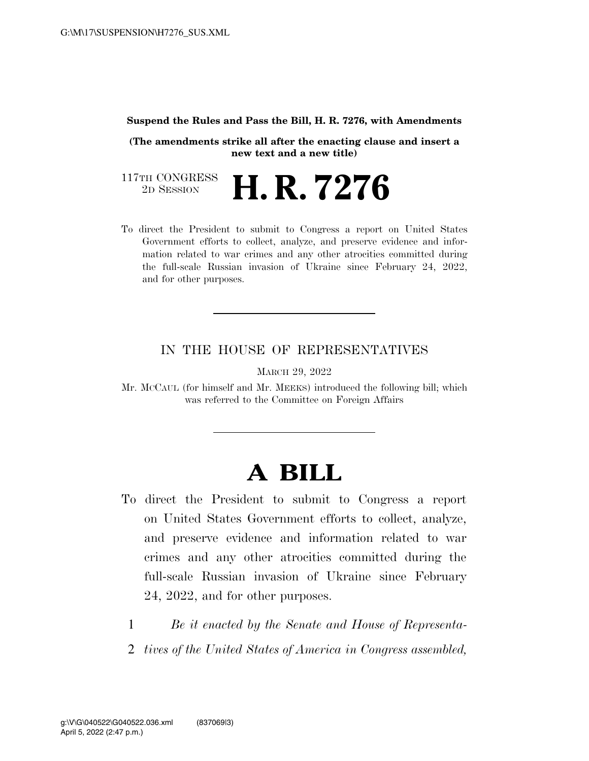**Suspend the Rules and Pass the Bill, H. R. 7276, with Amendments**

**(The amendments strike all after the enacting clause and insert a new text and a new title)**

117TH CONGRESS
2D SESSION

# H. R. 7276

To direct the President to submit to Congress a report on United States Government efforts to collect, analyze, and preserve evidence and information related to war crimes and any other atrocities committed during the full-scale Russian invasion of Ukraine since February 24, 2022, and for other purposes.

---

IN THE HOUSE OF REPRESENTATIVES

MARCH 29, 2022

Mr. MCCAUL (for himself and Mr. MEEKS) introduced the following bill; which was referred to the Committee on Foreign Affairs

---

# A BILL

To direct the President to submit to Congress a report on United States Government efforts to collect, analyze, and preserve evidence and information related to war crimes and any other atrocities committed during the full-scale Russian invasion of Ukraine since February 24, 2022, and for other purposes.

1 *Be it enacted by the Senate and House of Representa-*
2 *tives of the United States of America in Congress assembled,*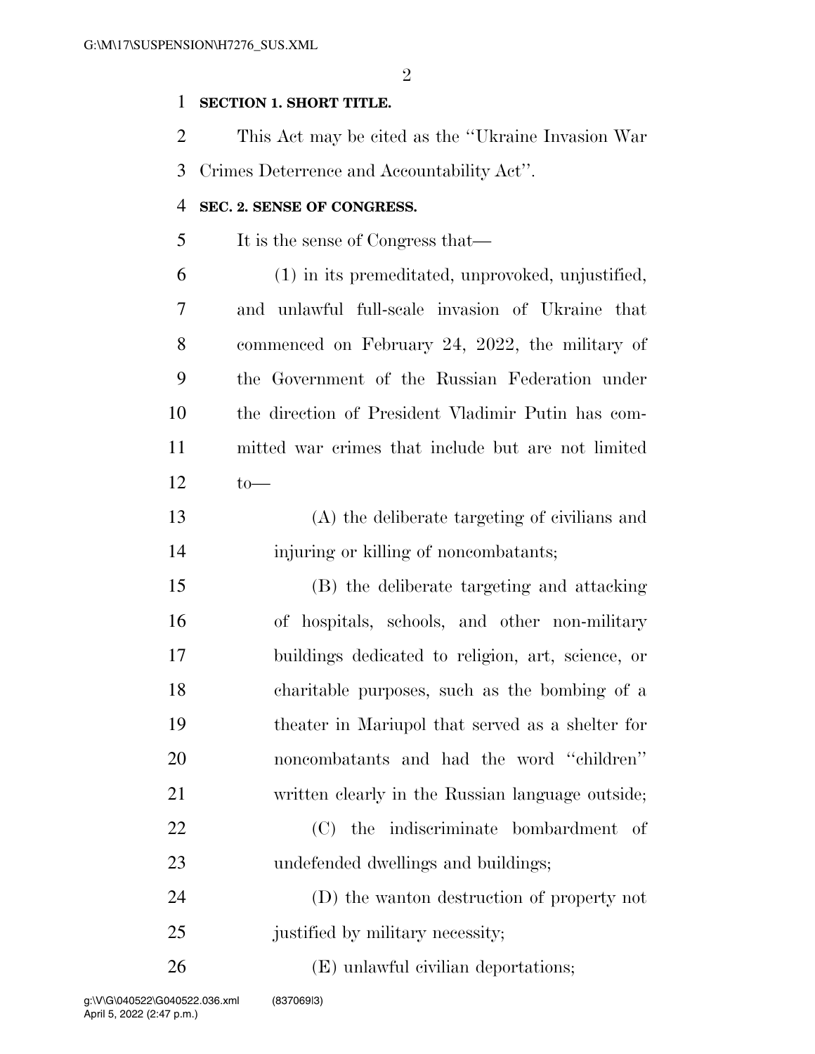**SECTION 1. SHORT TITLE.**

This Act may be cited as the "Ukraine Invasion War Crimes Deterrence and Accountability Act".

**SEC. 2. SENSE OF CONGRESS.**

It is the sense of Congress that—

(1) in its premeditated, unprovoked, unjustified, and unlawful full-scale invasion of Ukraine that commenced on February 24, 2022, the military of the Government of the Russian Federation under the direction of President Vladimir Putin has committed war crimes that include but are not limited to—

(A) the deliberate targeting of civilians and injuring or killing of noncombatants;

(B) the deliberate targeting and attacking of hospitals, schools, and other non-military buildings dedicated to religion, art, science, or charitable purposes, such as the bombing of a theater in Mariupol that served as a shelter for noncombatants and had the word "children" written clearly in the Russian language outside;

(C) the indiscriminate bombardment of undefended dwellings and buildings;

(D) the wanton destruction of property not justified by military necessity;

(E) unlawful civilian deportations;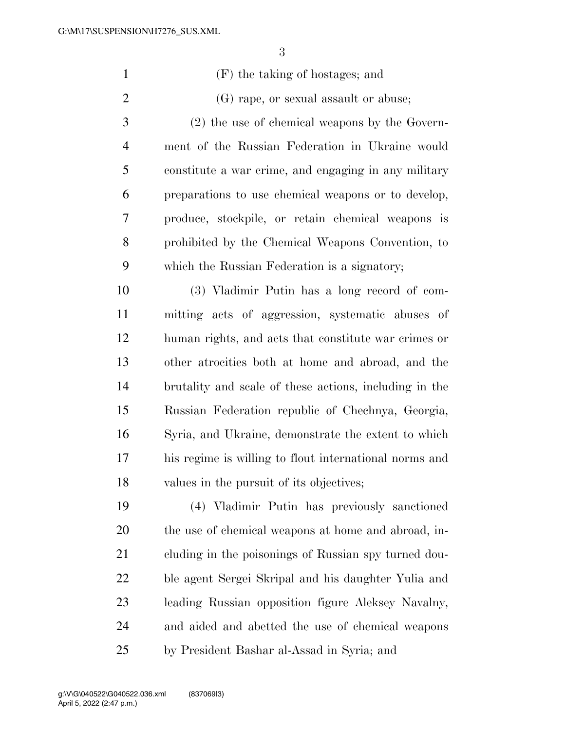(F) the taking of hostages; and

(G) rape, or sexual assault or abuse;

(2) the use of chemical weapons by the Government of the Russian Federation in Ukraine would constitute a war crime, and engaging in any military preparations to use chemical weapons or to develop, produce, stockpile, or retain chemical weapons is prohibited by the Chemical Weapons Convention, to which the Russian Federation is a signatory;

(3) Vladimir Putin has a long record of committing acts of aggression, systematic abuses of human rights, and acts that constitute war crimes or other atrocities both at home and abroad, and the brutality and scale of these actions, including in the Russian Federation republic of Chechnya, Georgia, Syria, and Ukraine, demonstrate the extent to which his regime is willing to flout international norms and values in the pursuit of its objectives;

(4) Vladimir Putin has previously sanctioned the use of chemical weapons at home and abroad, including in the poisonings of Russian spy turned double agent Sergei Skripal and his daughter Yulia and leading Russian opposition figure Aleksey Navalny, and aided and abetted the use of chemical weapons by President Bashar al-Assad in Syria; and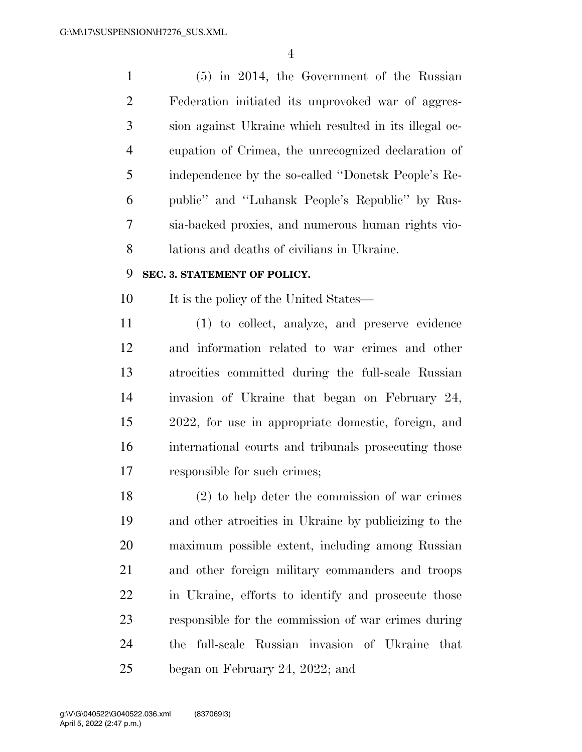(5) in 2014, the Government of the Russian Federation initiated its unprovoked war of aggression against Ukraine which resulted in its illegal occupation of Crimea, the unrecognized declaration of independence by the so-called ''Donetsk People's Republic'' and ''Luhansk People's Republic'' by Russia-backed proxies, and numerous human rights violations and deaths of civilians in Ukraine.

**SEC. 3. STATEMENT OF POLICY.**

It is the policy of the United States—

(1) to collect, analyze, and preserve evidence and information related to war crimes and other atrocities committed during the full-scale Russian invasion of Ukraine that began on February 24, 2022, for use in appropriate domestic, foreign, and international courts and tribunals prosecuting those responsible for such crimes;

(2) to help deter the commission of war crimes and other atrocities in Ukraine by publicizing to the maximum possible extent, including among Russian and other foreign military commanders and troops in Ukraine, efforts to identify and prosecute those responsible for the commission of war crimes during the full-scale Russian invasion of Ukraine that began on February 24, 2022; and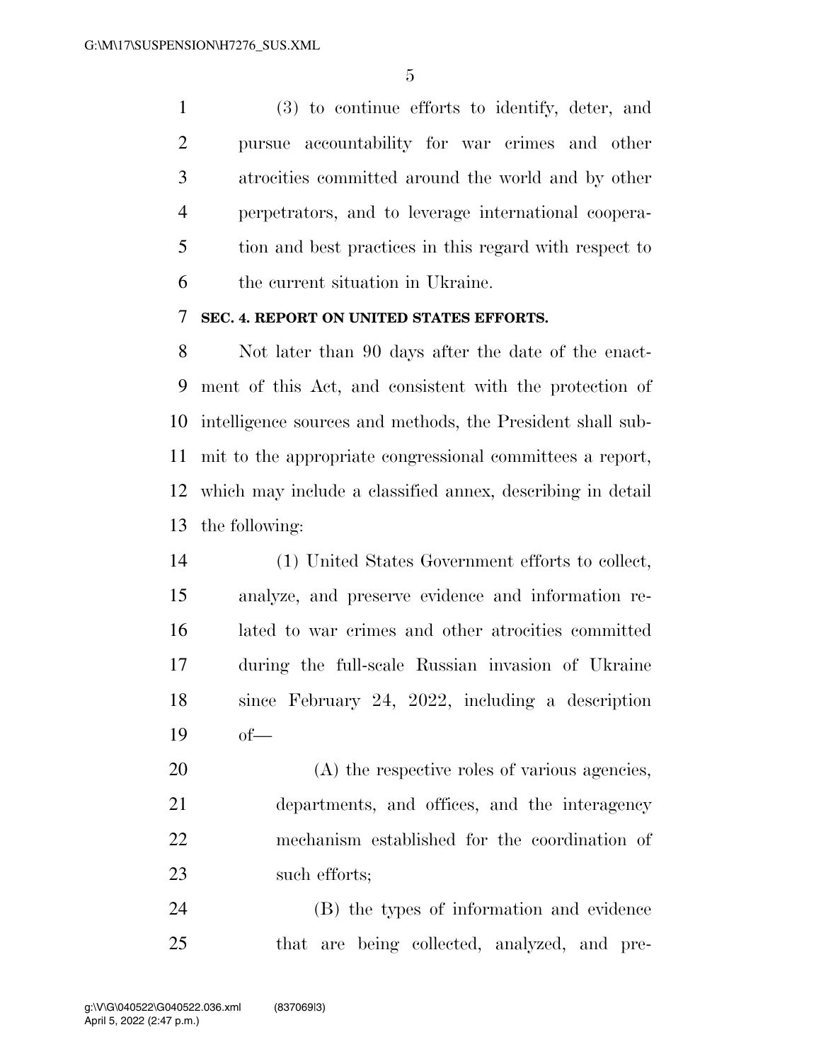(3) to continue efforts to identify, deter, and pursue accountability for war crimes and other atrocities committed around the world and by other perpetrators, and to leverage international cooperation and best practices in this regard with respect to the current situation in Ukraine.

**SEC. 4. REPORT ON UNITED STATES EFFORTS.**

Not later than 90 days after the date of the enactment of this Act, and consistent with the protection of intelligence sources and methods, the President shall submit to the appropriate congressional committees a report, which may include a classified annex, describing in detail the following:

(1) United States Government efforts to collect, analyze, and preserve evidence and information related to war crimes and other atrocities committed during the full-scale Russian invasion of Ukraine since February 24, 2022, including a description of—

(A) the respective roles of various agencies, departments, and offices, and the interagency mechanism established for the coordination of such efforts;

(B) the types of information and evidence that are being collected, analyzed, and pre-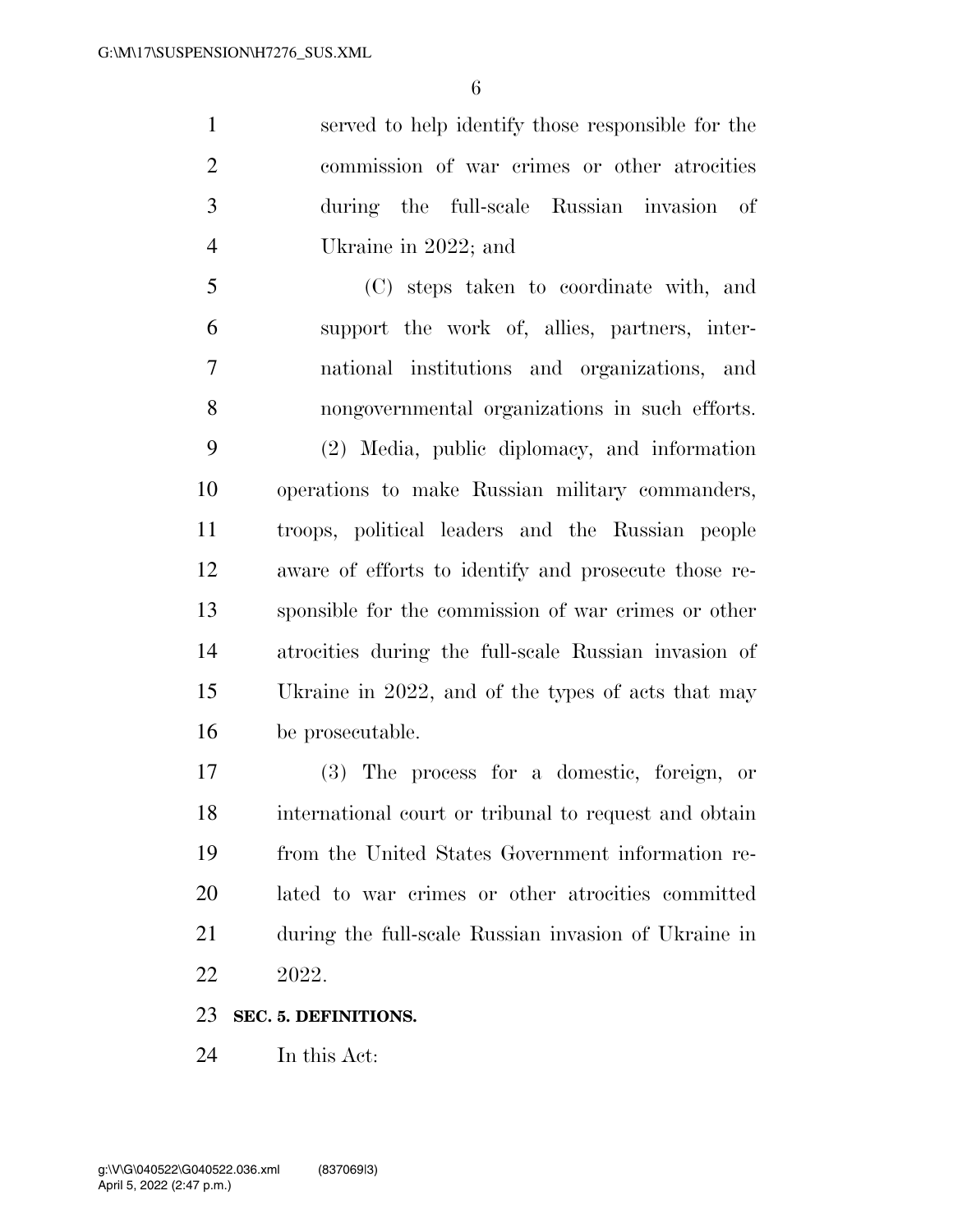served to help identify those responsible for the commission of war crimes or other atrocities during the full-scale Russian invasion of Ukraine in 2022; and

(C) steps taken to coordinate with, and support the work of, allies, partners, international institutions and organizations, and nongovernmental organizations in such efforts.

(2) Media, public diplomacy, and information operations to make Russian military commanders, troops, political leaders and the Russian people aware of efforts to identify and prosecute those responsible for the commission of war crimes or other atrocities during the full-scale Russian invasion of Ukraine in 2022, and of the types of acts that may be prosecutable.

(3) The process for a domestic, foreign, or international court or tribunal to request and obtain from the United States Government information related to war crimes or other atrocities committed during the full-scale Russian invasion of Ukraine in 2022.

**SEC. 5. DEFINITIONS.**

In this Act: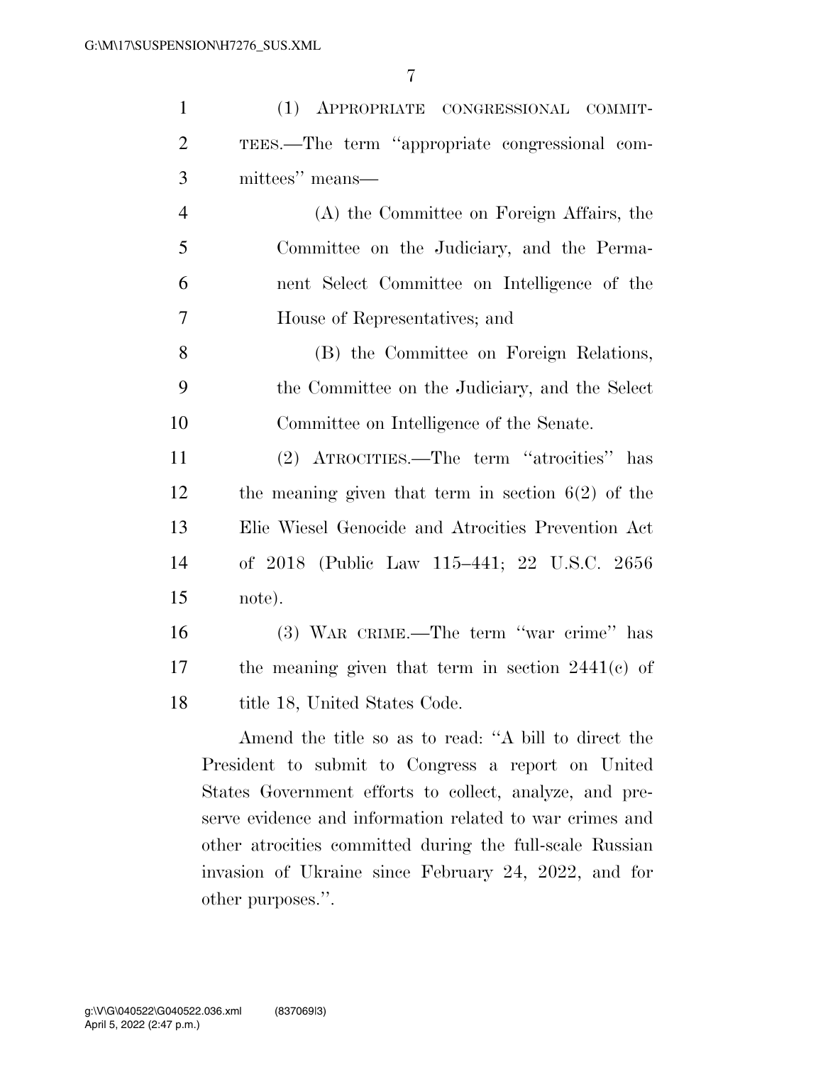(1) Appropriate congressional committees.—The term ''appropriate congressional committees'' means—

(A) the Committee on Foreign Affairs, the Committee on the Judiciary, and the Permanent Select Committee on Intelligence of the House of Representatives; and

(B) the Committee on Foreign Relations, the Committee on the Judiciary, and the Select Committee on Intelligence of the Senate.

(2) Atrocities.—The term ''atrocities'' has the meaning given that term in section 6(2) of the Elie Wiesel Genocide and Atrocities Prevention Act of 2018 (Public Law 115–441; 22 U.S.C. 2656 note).

(3) War crime.—The term ''war crime'' has the meaning given that term in section 2441(c) of title 18, United States Code.

Amend the title so as to read: ''A bill to direct the President to submit to Congress a report on United States Government efforts to collect, analyze, and preserve evidence and information related to war crimes and other atrocities committed during the full-scale Russian invasion of Ukraine since February 24, 2022, and for other purposes.''.